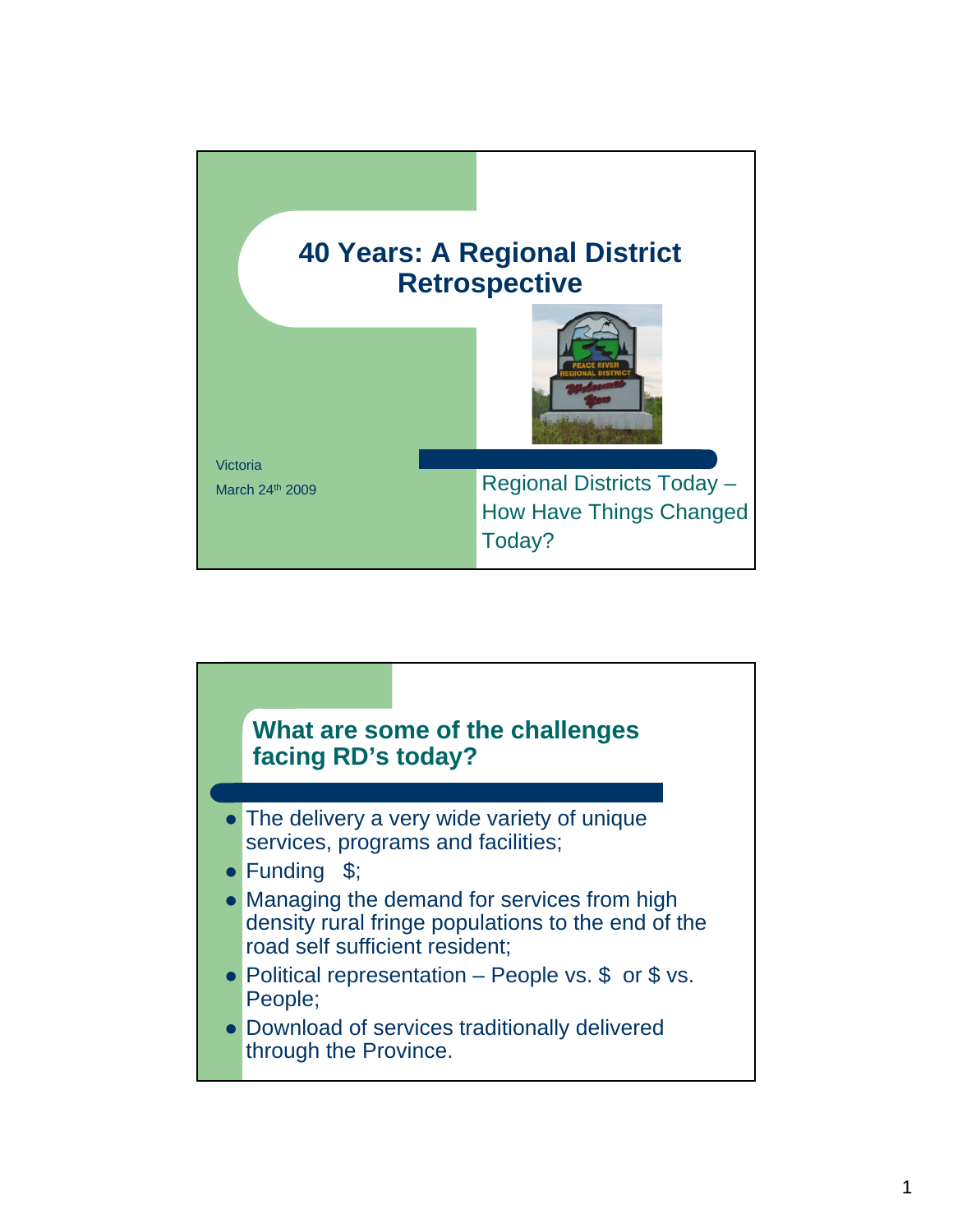# 40 Years: A Regional District Retrospective

Victoria

March 24th 2009

Regional Districts Today – How Have Things Changed Today?

## What are some of the challenges facing RD's today?

- The delivery a very wide variety of unique services, programs and facilities;
- Funding $;
- Managing the demand for services from high density rural fringe populations to the end of the road self sufficient resident;
- Political representation – People vs. $ or $ vs. People;
- Download of services traditionally delivered through the Province.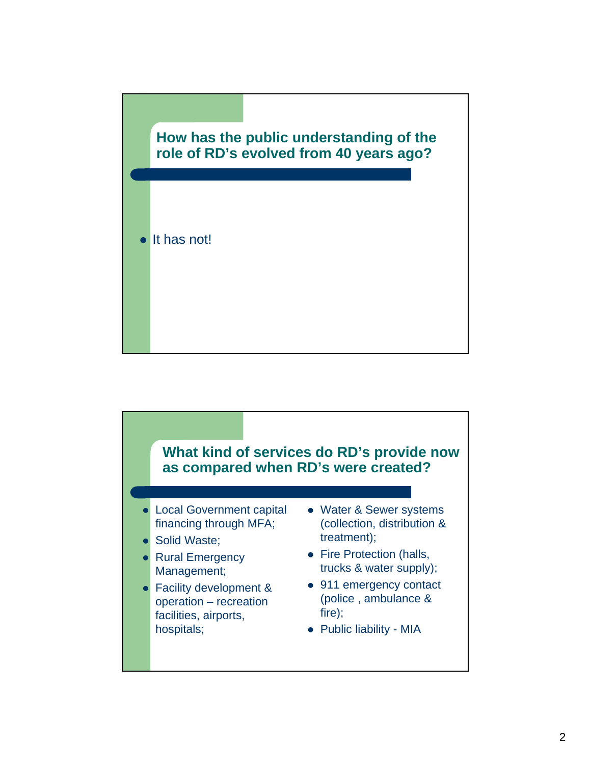## How has the public understanding of the role of RD's evolved from 40 years ago?

- It has not!

## What kind of services do RD's provide now as compared when RD's were created?

- Local Government capital financing through MFA;
- Solid Waste;
- Rural Emergency Management;
- Facility development & operation – recreation facilities, airports, hospitals;
- Water & Sewer systems (collection, distribution & treatment);
- Fire Protection (halls, trucks & water supply);
- 911 emergency contact (police , ambulance & fire);
- Public liability - MIA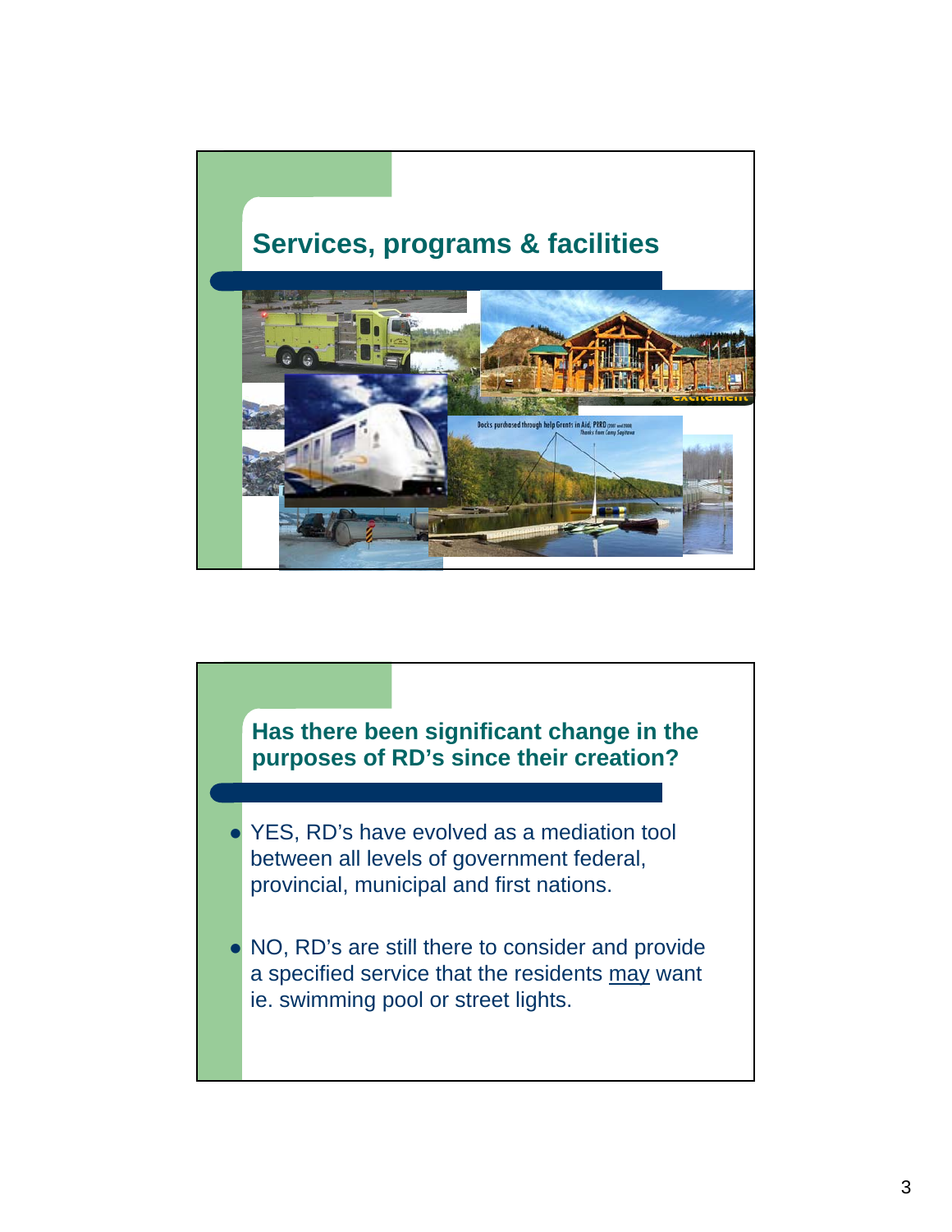## Services, programs & facilities

## Has there been significant change in the purposes of RD's since their creation?

- YES, RD's have evolved as a mediation tool between all levels of government federal, provincial, municipal and first nations.
- NO, RD's are still there to consider and provide a specified service that the residents <u>may</u> want ie. swimming pool or street lights.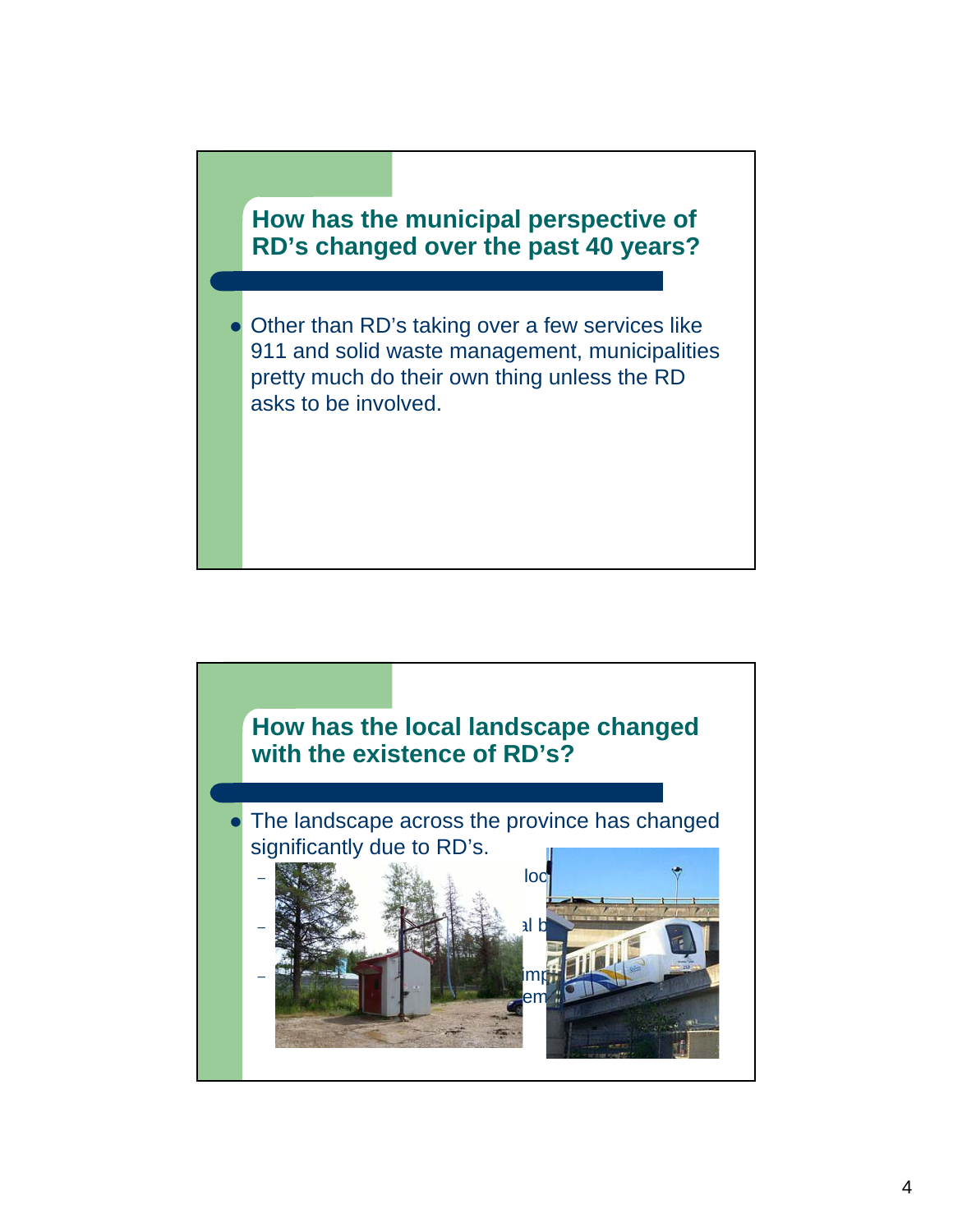## How has the municipal perspective of RD's changed over the past 40 years?

- Other than RD's taking over a few services like 911 and solid waste management, municipalities pretty much do their own thing unless the RD asks to be involved.

## How has the local landscape changed with the existence of RD's?

- The landscape across the province has changed significantly due to RD's.
  - loc
  - al b
  - imp em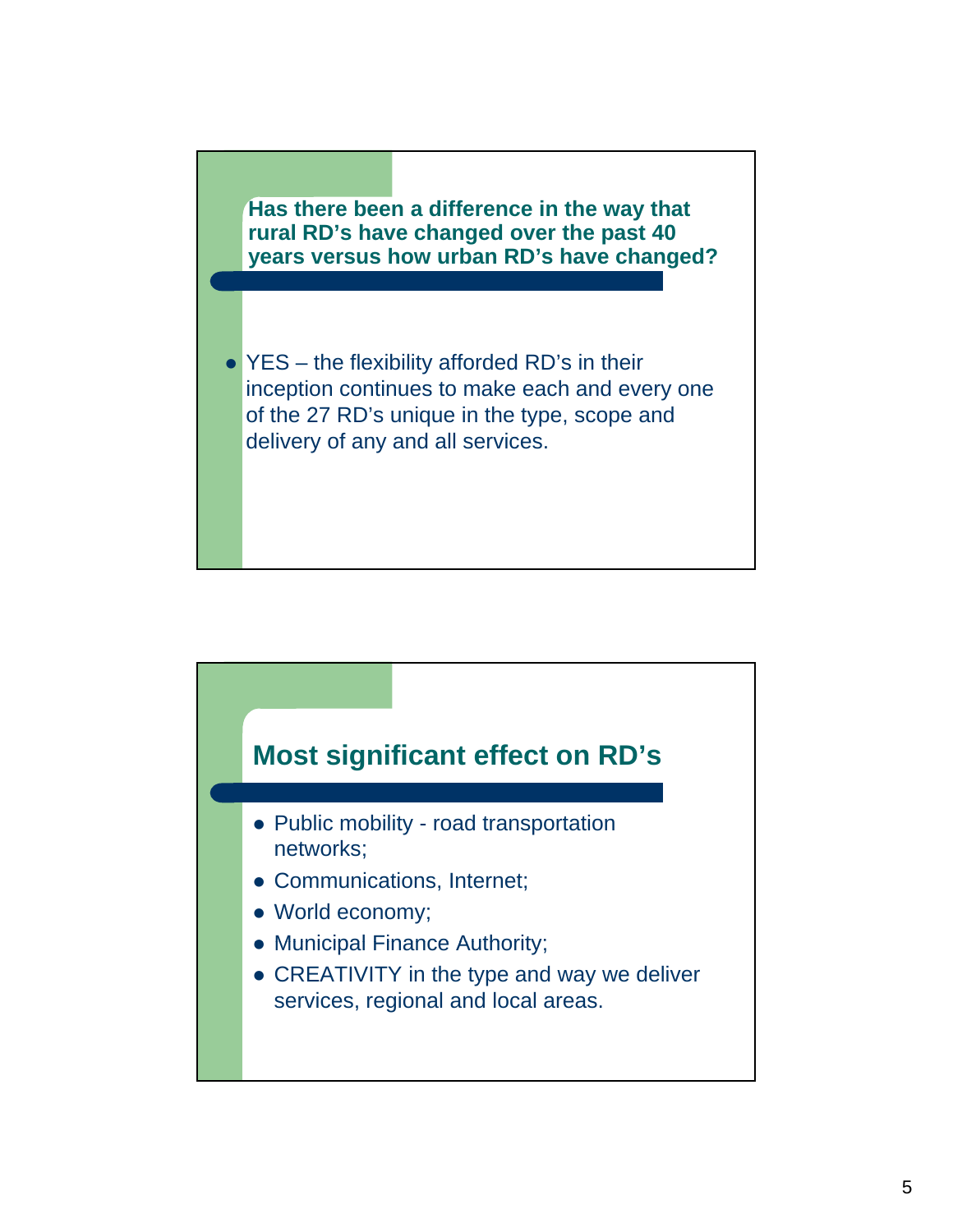## Has there been a difference in the way that rural RD's have changed over the past 40 years versus how urban RD's have changed?

- YES – the flexibility afforded RD's in their inception continues to make each and every one of the 27 RD's unique in the type, scope and delivery of any and all services.

## Most significant effect on RD's

- Public mobility - road transportation networks;
- Communications, Internet;
- World economy;
- Municipal Finance Authority;
- CREATIVITY in the type and way we deliver services, regional and local areas.